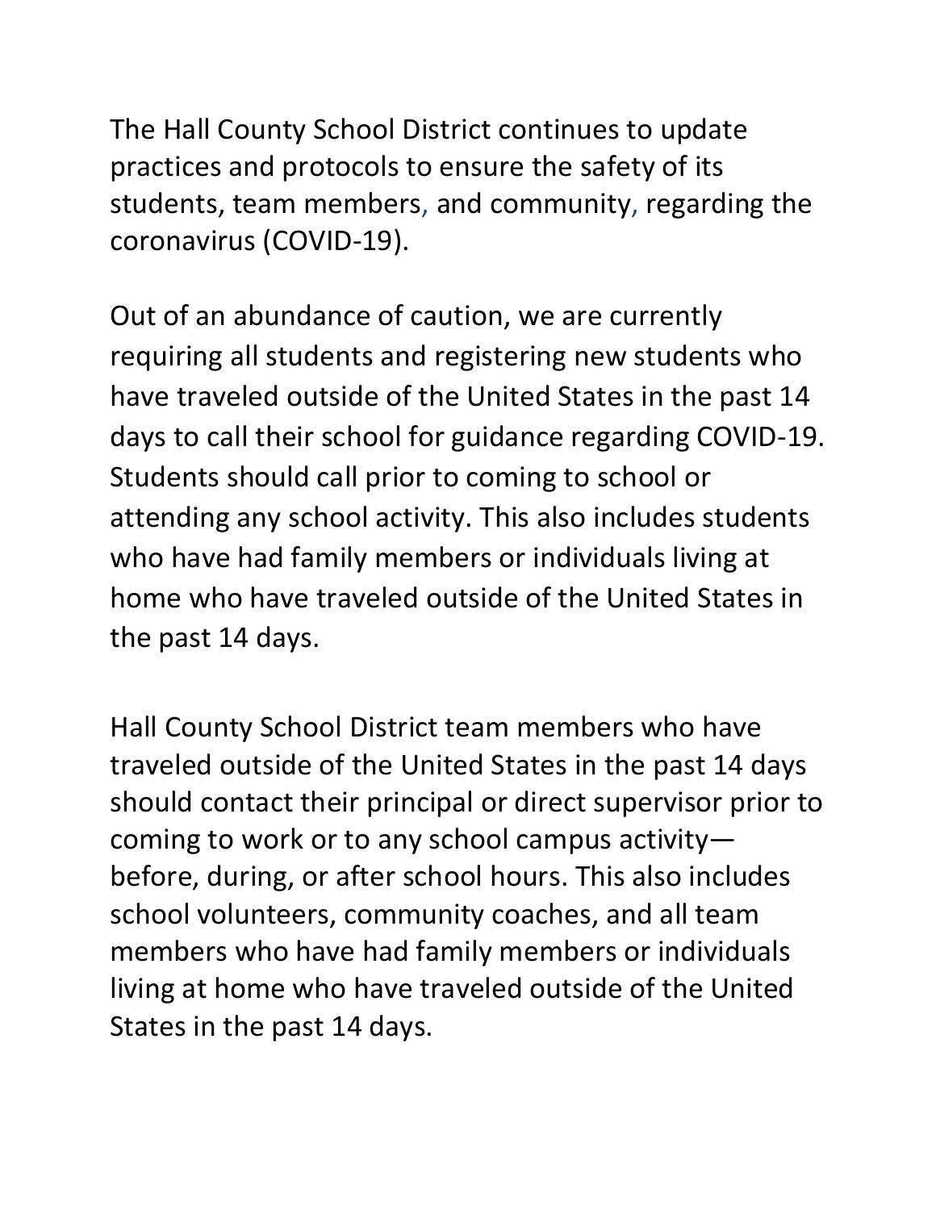The Hall County School District continues to update practices and protocols to ensure the safety of its students, team members, and community, regarding the coronavirus (COVID-19).

Out of an abundance of caution, we are currently requiring all students and registering new students who have traveled outside of the United States in the past 14 days to call their school for guidance regarding COVID-19. Students should call prior to coming to school or attending any school activity. This also includes students who have had family members or individuals living at home who have traveled outside of the United States in the past 14 days.

Hall County School District team members who have traveled outside of the United States in the past 14 days should contact their principal or direct supervisor prior to coming to work or to any school campus activity—before, during, or after school hours. This also includes school volunteers, community coaches, and all team members who have had family members or individuals living at home who have traveled outside of the United States in the past 14 days.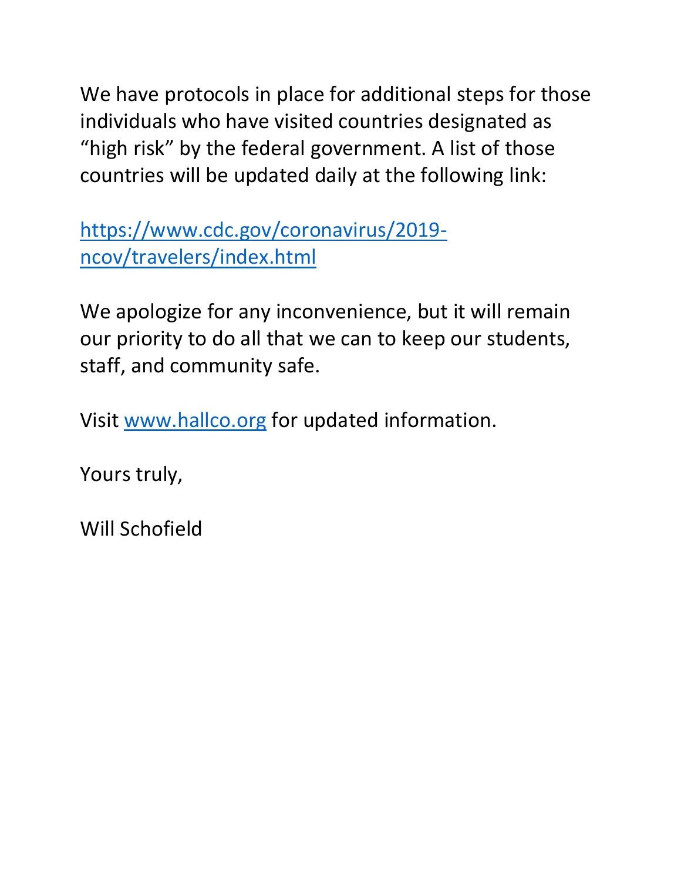We have protocols in place for additional steps for those individuals who have visited countries designated as "high risk" by the federal government. A list of those countries will be updated daily at the following link:

https://www.cdc.gov/coronavirus/2019-ncov/travelers/index.html

We apologize for any inconvenience, but it will remain our priority to do all that we can to keep our students, staff, and community safe.

Visit www.hallco.org for updated information.

Yours truly,

Will Schofield